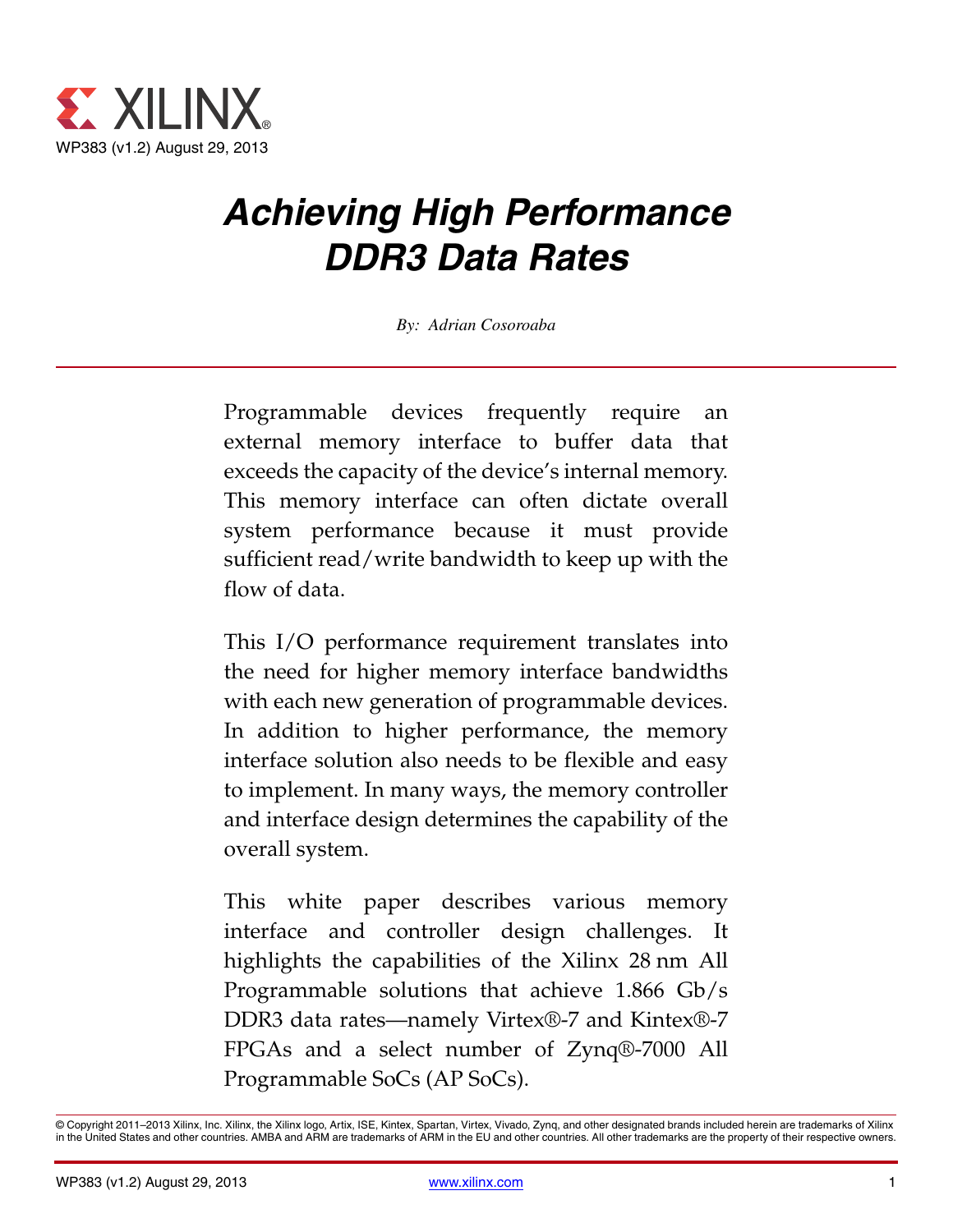WP383 (v1.2) August 29, 2013

# *Achieving High Performance DDR3 Data Rates*

*By: Adrian Cosoroaba*

Programmable devices frequently require an external memory interface to buffer data that exceeds the capacity of the device's internal memory. This memory interface can often dictate overall system performance because it must provide sufficient read/write bandwidth to keep up with the flow of data.

This I/O performance requirement translates into the need for higher memory interface bandwidths with each new generation of programmable devices. In addition to higher performance, the memory interface solution also needs to be flexible and easy to implement. In many ways, the memory controller and interface design determines the capability of the overall system.

This white paper describes various memory interface and controller design challenges. It highlights the capabilities of the Xilinx 28 nm All Programmable solutions that achieve 1.866 Gb/s DDR3 data rates—namely Virtex®-7 and Kintex®-7 FPGAs and a select number of Zynq®-7000 All Programmable SoCs (AP SoCs).

© Copyright 2011–2013 Xilinx, Inc. Xilinx, the Xilinx logo, Artix, ISE, Kintex, Spartan, Virtex, Vivado, Zynq, and other designated brands included herein are trademarks of Xilinx in the United States and other countries. AMBA and ARM are trademarks of ARM in the EU and other countries. All other trademarks are the property of their respective owners.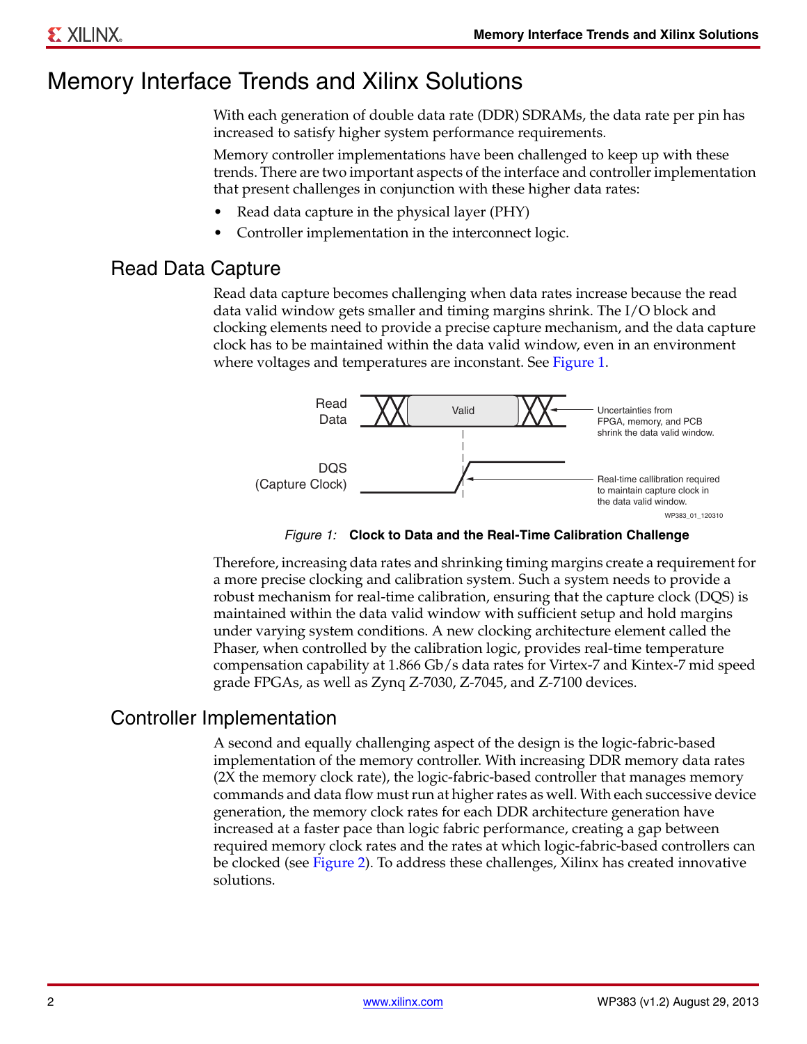# Memory Interface Trends and Xilinx Solutions

With each generation of double data rate (DDR) SDRAMs, the data rate per pin has increased to satisfy higher system performance requirements.

Memory controller implementations have been challenged to keep up with these trends. There are two important aspects of the interface and controller implementation that present challenges in conjunction with these higher data rates:

- Read data capture in the physical layer (PHY)
- Controller implementation in the interconnect logic.

## Read Data Capture

Read data capture becomes challenging when data rates increase because the read data valid window gets smaller and timing margins shrink. The I/O block and clocking elements need to provide a precise capture mechanism, and the data capture clock has to be maintained within the data valid window, even in an environment where voltages and temperatures are inconstant. See Figure 1.

*Figure 1:* **Clock to Data and the Real-Time Calibration Challenge**

Therefore, increasing data rates and shrinking timing margins create a requirement for a more precise clocking and calibration system. Such a system needs to provide a robust mechanism for real-time calibration, ensuring that the capture clock (DQS) is maintained within the data valid window with sufficient setup and hold margins under varying system conditions. A new clocking architecture element called the Phaser, when controlled by the calibration logic, provides real-time temperature compensation capability at 1.866 Gb/s data rates for Virtex-7 and Kintex-7 mid speed grade FPGAs, as well as Zynq Z-7030, Z-7045, and Z-7100 devices.

## Controller Implementation

A second and equally challenging aspect of the design is the logic-fabric-based implementation of the memory controller. With increasing DDR memory data rates (2X the memory clock rate), the logic-fabric-based controller that manages memory commands and data flow must run at higher rates as well. With each successive device generation, the memory clock rates for each DDR architecture generation have increased at a faster pace than logic fabric performance, creating a gap between required memory clock rates and the rates at which logic-fabric-based controllers can be clocked (see Figure 2). To address these challenges, Xilinx has created innovative solutions.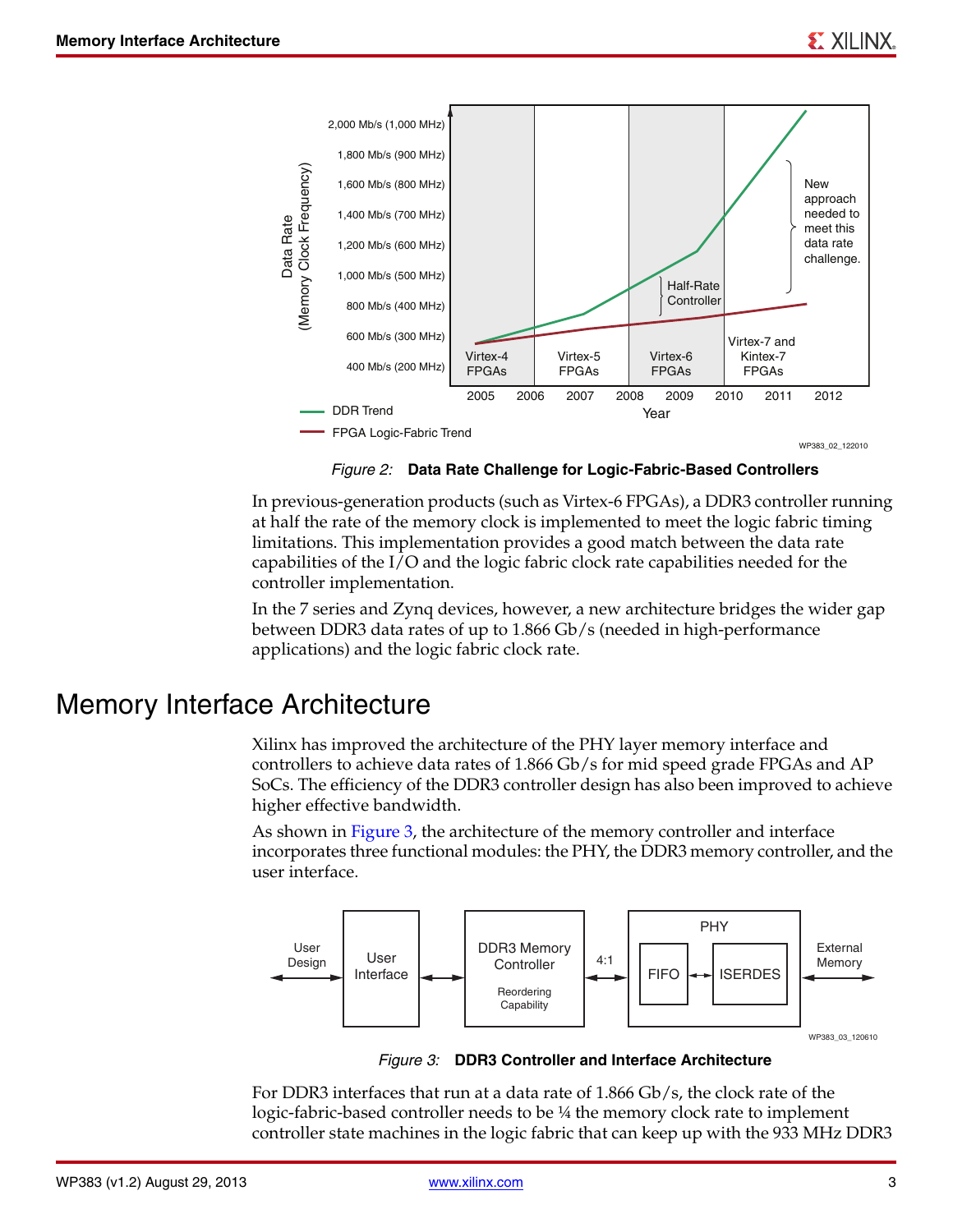*Figure 2:* **Data Rate Challenge for Logic-Fabric-Based Controllers**

In previous-generation products (such as Virtex-6 FPGAs), a DDR3 controller running at half the rate of the memory clock is implemented to meet the logic fabric timing limitations. This implementation provides a good match between the data rate capabilities of the I/O and the logic fabric clock rate capabilities needed for the controller implementation.

In the 7 series and Zynq devices, however, a new architecture bridges the wider gap between DDR3 data rates of up to 1.866 Gb/s (needed in high-performance applications) and the logic fabric clock rate.

# Memory Interface Architecture

Xilinx has improved the architecture of the PHY layer memory interface and controllers to achieve data rates of 1.866 Gb/s for mid speed grade FPGAs and AP SoCs. The efficiency of the DDR3 controller design has also been improved to achieve higher effective bandwidth.

As shown in Figure 3, the architecture of the memory controller and interface incorporates three functional modules: the PHY, the DDR3 memory controller, and the user interface.

*Figure 3:* **DDR3 Controller and Interface Architecture**

For DDR3 interfaces that run at a data rate of 1.866 Gb/s, the clock rate of the logic-fabric-based controller needs to be ¼ the memory clock rate to implement controller state machines in the logic fabric that can keep up with the 933 MHz DDR3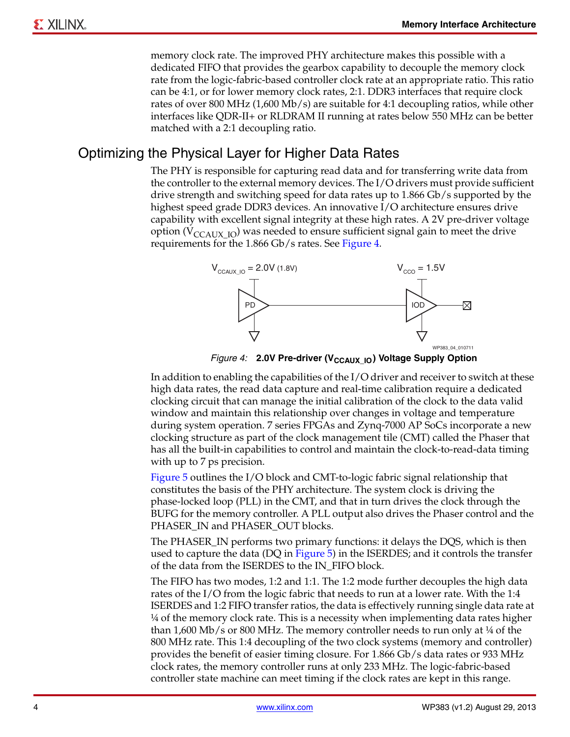memory clock rate. The improved PHY architecture makes this possible with a dedicated FIFO that provides the gearbox capability to decouple the memory clock rate from the logic-fabric-based controller clock rate at an appropriate ratio. This ratio can be 4:1, or for lower memory clock rates, 2:1. DDR3 interfaces that require clock rates of over 800 MHz (1,600 Mb/s) are suitable for 4:1 decoupling ratios, while other interfaces like QDR-II+ or RLDRAM II running at rates below 550 MHz can be better matched with a 2:1 decoupling ratio.

## Optimizing the Physical Layer for Higher Data Rates

The PHY is responsible for capturing read data and for transferring write data from the controller to the external memory devices. The I/O drivers must provide sufficient drive strength and switching speed for data rates up to 1.866 Gb/s supported by the highest speed grade DDR3 devices. An innovative I/O architecture ensures drive capability with excellent signal integrity at these high rates. A 2V pre-driver voltage option ($V_{CCAUX\_IO}$) was needed to ensure sufficient signal gain to meet the drive requirements for the 1.866 Gb/s rates. See Figure 4.

*Figure 4:* **2.0V Pre-driver ($V_{CCAUX\_IO}$) Voltage Supply Option**

In addition to enabling the capabilities of the I/O driver and receiver to switch at these high data rates, the read data capture and real-time calibration require a dedicated clocking circuit that can manage the initial calibration of the clock to the data valid window and maintain this relationship over changes in voltage and temperature during system operation. 7 series FPGAs and Zynq-7000 AP SoCs incorporate a new clocking structure as part of the clock management tile (CMT) called the Phaser that has all the built-in capabilities to control and maintain the clock-to-read-data timing with up to 7 ps precision.

Figure 5 outlines the I/O block and CMT-to-logic fabric signal relationship that constitutes the basis of the PHY architecture. The system clock is driving the phase-locked loop (PLL) in the CMT, and that in turn drives the clock through the BUFG for the memory controller. A PLL output also drives the Phaser control and the PHASER_IN and PHASER_OUT blocks.

The PHASER_IN performs two primary functions: it delays the DQS, which is then used to capture the data (DQ in Figure 5) in the ISERDES; and it controls the transfer of the data from the ISERDES to the IN_FIFO block.

The FIFO has two modes, 1:2 and 1:1. The 1:2 mode further decouples the high data rates of the I/O from the logic fabric that needs to run at a lower rate. With the 1:4 ISERDES and 1:2 FIFO transfer ratios, the data is effectively running single data rate at ¼ of the memory clock rate. This is a necessity when implementing data rates higher than 1,600 Mb/s or 800 MHz. The memory controller needs to run only at ¼ of the 800 MHz rate. This 1:4 decoupling of the two clock systems (memory and controller) provides the benefit of easier timing closure. For 1.866 Gb/s data rates or 933 MHz clock rates, the memory controller runs at only 233 MHz. The logic-fabric-based controller state machine can meet timing if the clock rates are kept in this range.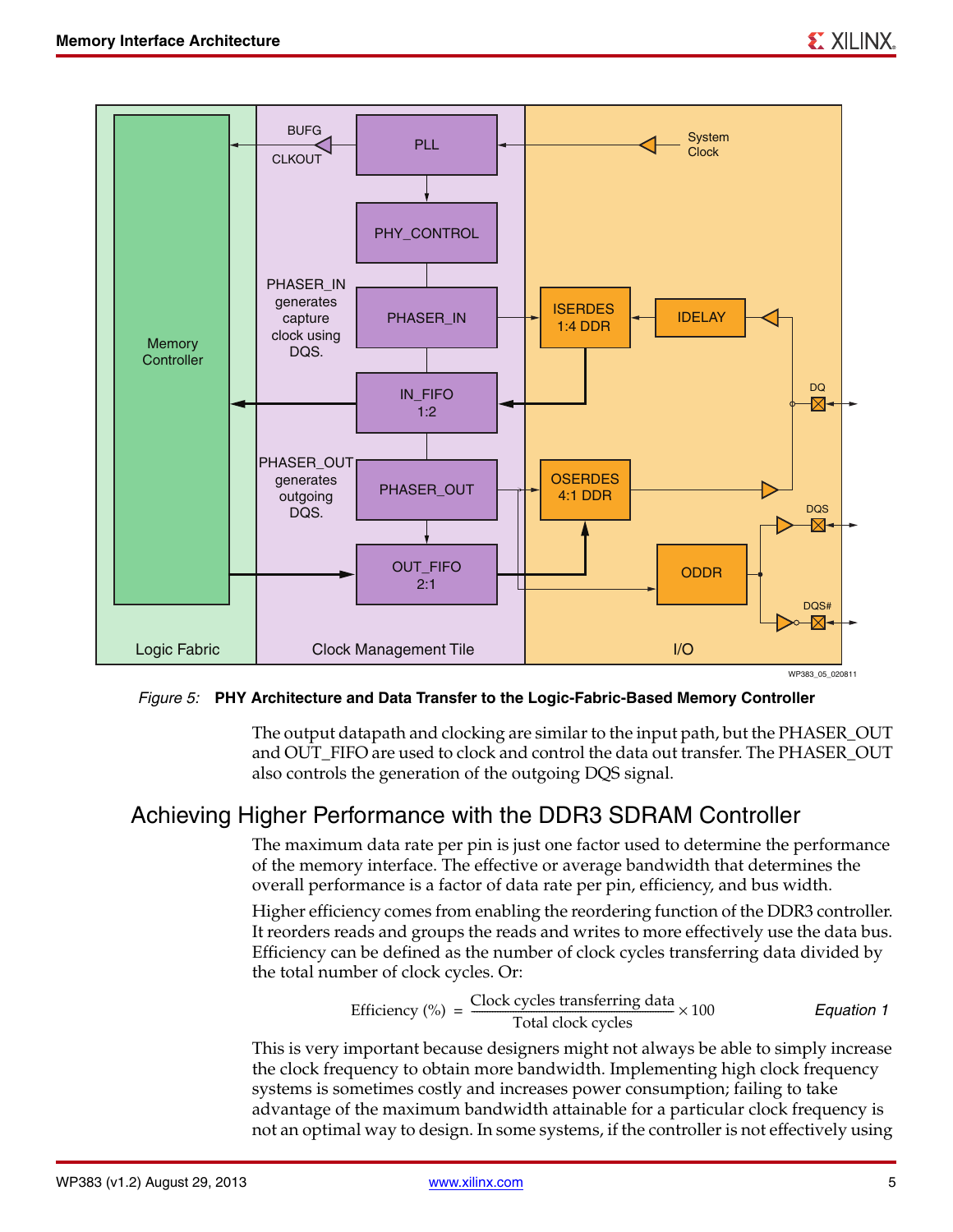*Figure 5:* **PHY Architecture and Data Transfer to the Logic-Fabric-Based Memory Controller**

The output datapath and clocking are similar to the input path, but the PHASER_OUT and OUT_FIFO are used to clock and control the data out transfer. The PHASER_OUT also controls the generation of the outgoing DQS signal.

## Achieving Higher Performance with the DDR3 SDRAM Controller

The maximum data rate per pin is just one factor used to determine the performance of the memory interface. The effective or average bandwidth that determines the overall performance is a factor of data rate per pin, efficiency, and bus width.

Higher efficiency comes from enabling the reordering function of the DDR3 controller. It reorders reads and groups the reads and writes to more effectively use the data bus. Efficiency can be defined as the number of clock cycles transferring data divided by the total number of clock cycles. Or:

$$\text{Efficiency (\%)} = \frac{\text{Clock cycles transferring data}}{\text{Total clock cycles}} \times 100 \qquad \textit{Equation 1}$$

This is very important because designers might not always be able to simply increase the clock frequency to obtain more bandwidth. Implementing high clock frequency systems is sometimes costly and increases power consumption; failing to take advantage of the maximum bandwidth attainable for a particular clock frequency is not an optimal way to design. In some systems, if the controller is not effectively using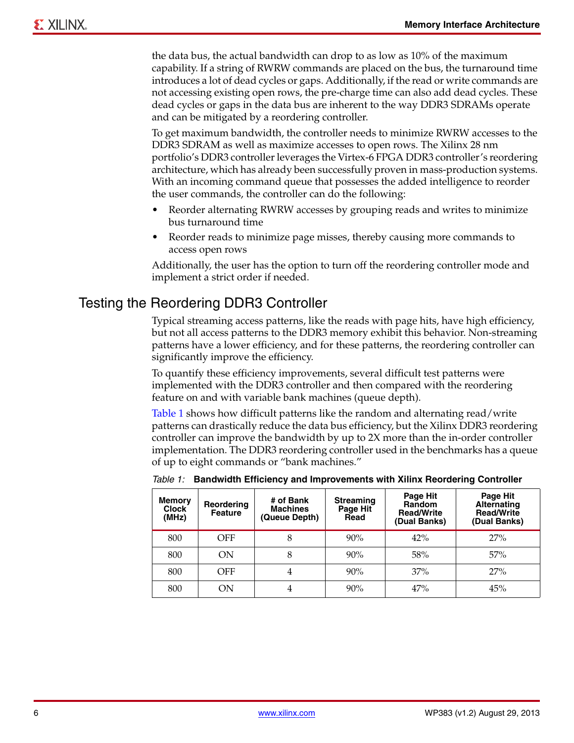the data bus, the actual bandwidth can drop to as low as 10% of the maximum capability. If a string of RWRW commands are placed on the bus, the turnaround time introduces a lot of dead cycles or gaps. Additionally, if the read or write commands are not accessing existing open rows, the pre-charge time can also add dead cycles. These dead cycles or gaps in the data bus are inherent to the way DDR3 SDRAMs operate and can be mitigated by a reordering controller.

To get maximum bandwidth, the controller needs to minimize RWRW accesses to the DDR3 SDRAM as well as maximize accesses to open rows. The Xilinx 28 nm portfolio's DDR3 controller leverages the Virtex-6 FPGA DDR3 controller's reordering architecture, which has already been successfully proven in mass-production systems. With an incoming command queue that possesses the added intelligence to reorder the user commands, the controller can do the following:

- Reorder alternating RWRW accesses by grouping reads and writes to minimize bus turnaround time
- Reorder reads to minimize page misses, thereby causing more commands to access open rows

Additionally, the user has the option to turn off the reordering controller mode and implement a strict order if needed.

## Testing the Reordering DDR3 Controller

Typical streaming access patterns, like the reads with page hits, have high efficiency, but not all access patterns to the DDR3 memory exhibit this behavior. Non-streaming patterns have a lower efficiency, and for these patterns, the reordering controller can significantly improve the efficiency.

To quantify these efficiency improvements, several difficult test patterns were implemented with the DDR3 controller and then compared with the reordering feature on and with variable bank machines (queue depth).

Table 1 shows how difficult patterns like the random and alternating read/write patterns can drastically reduce the data bus efficiency, but the Xilinx DDR3 reordering controller can improve the bandwidth by up to 2X more than the in-order controller implementation. The DDR3 reordering controller used in the benchmarks has a queue of up to eight commands or "bank machines."

*Table 1:* **Bandwidth Efficiency and Improvements with Xilinx Reordering Controller**

| Memory Clock (MHz) | Reordering Feature | # of Bank Machines (Queue Depth) | Streaming Page Hit Read | Page Hit Random Read/Write (Dual Banks) | Page Hit Alternating Read/Write (Dual Banks) |
|---|---|---|---|---|---|
| 800 | OFF | 8 | 90% | 42% | 27% |
| 800 | ON | 8 | 90% | 58% | 57% |
| 800 | OFF | 4 | 90% | 37% | 27% |
| 800 | ON | 4 | 90% | 47% | 45% |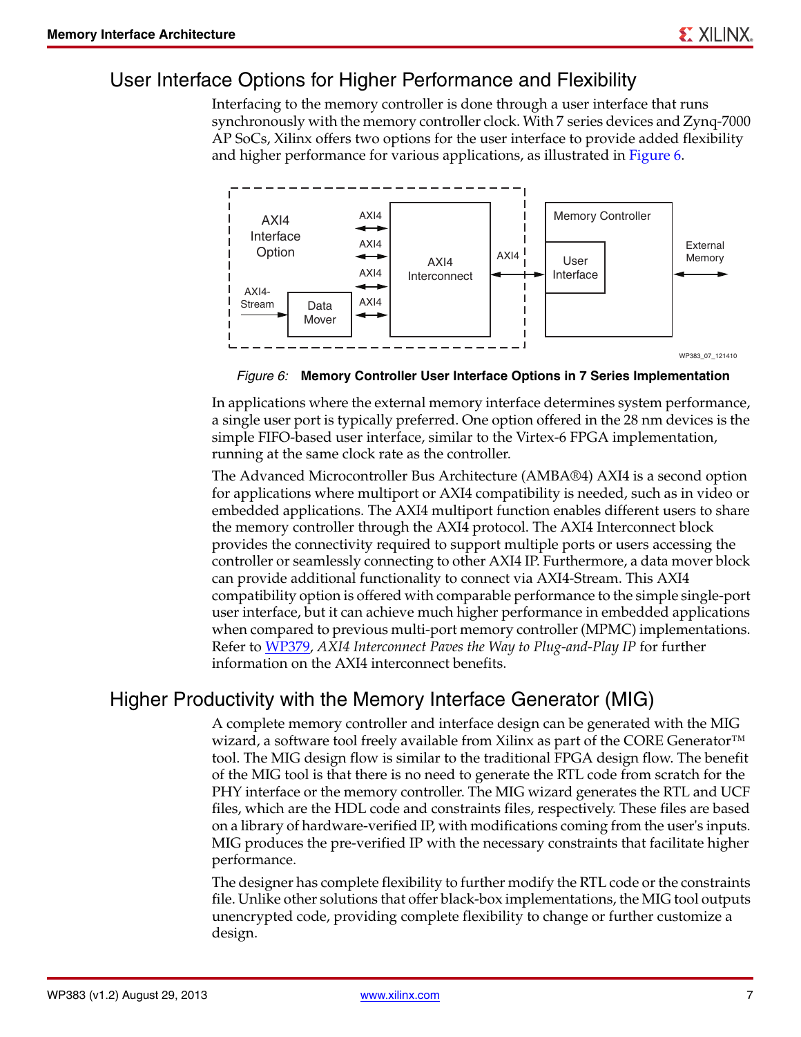## User Interface Options for Higher Performance and Flexibility

Interfacing to the memory controller is done through a user interface that runs synchronously with the memory controller clock. With 7 series devices and Zynq-7000 AP SoCs, Xilinx offers two options for the user interface to provide added flexibility and higher performance for various applications, as illustrated in Figure 6.

*Figure 6:* **Memory Controller User Interface Options in 7 Series Implementation**

In applications where the external memory interface determines system performance, a single user port is typically preferred. One option offered in the 28 nm devices is the simple FIFO-based user interface, similar to the Virtex-6 FPGA implementation, running at the same clock rate as the controller.

The Advanced Microcontroller Bus Architecture (AMBA®4) AXI4 is a second option for applications where multiport or AXI4 compatibility is needed, such as in video or embedded applications. The AXI4 multiport function enables different users to share the memory controller through the AXI4 protocol. The AXI4 Interconnect block provides the connectivity required to support multiple ports or users accessing the controller or seamlessly connecting to other AXI4 IP. Furthermore, a data mover block can provide additional functionality to connect via AXI4-Stream. This AXI4 compatibility option is offered with comparable performance to the simple single-port user interface, but it can achieve much higher performance in embedded applications when compared to previous multi-port memory controller (MPMC) implementations. Refer to WP379, *AXI4 Interconnect Paves the Way to Plug-and-Play IP* for further information on the AXI4 interconnect benefits.

## Higher Productivity with the Memory Interface Generator (MIG)

A complete memory controller and interface design can be generated with the MIG wizard, a software tool freely available from Xilinx as part of the CORE Generator™ tool. The MIG design flow is similar to the traditional FPGA design flow. The benefit of the MIG tool is that there is no need to generate the RTL code from scratch for the PHY interface or the memory controller. The MIG wizard generates the RTL and UCF files, which are the HDL code and constraints files, respectively. These files are based on a library of hardware-verified IP, with modifications coming from the user's inputs. MIG produces the pre-verified IP with the necessary constraints that facilitate higher performance.

The designer has complete flexibility to further modify the RTL code or the constraints file. Unlike other solutions that offer black-box implementations, the MIG tool outputs unencrypted code, providing complete flexibility to change or further customize a design.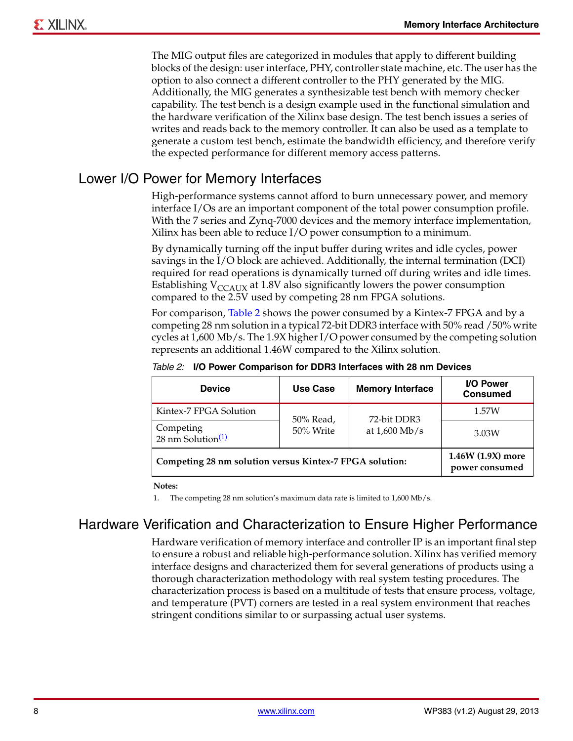The MIG output files are categorized in modules that apply to different building blocks of the design: user interface, PHY, controller state machine, etc. The user has the option to also connect a different controller to the PHY generated by the MIG. Additionally, the MIG generates a synthesizable test bench with memory checker capability. The test bench is a design example used in the functional simulation and the hardware verification of the Xilinx base design. The test bench issues a series of writes and reads back to the memory controller. It can also be used as a template to generate a custom test bench, estimate the bandwidth efficiency, and therefore verify the expected performance for different memory access patterns.

## Lower I/O Power for Memory Interfaces

High-performance systems cannot afford to burn unnecessary power, and memory interface I/Os are an important component of the total power consumption profile. With the 7 series and Zynq-7000 devices and the memory interface implementation, Xilinx has been able to reduce I/O power consumption to a minimum.

By dynamically turning off the input buffer during writes and idle cycles, power savings in the I/O block are achieved. Additionally, the internal termination (DCI) required for read operations is dynamically turned off during writes and idle times. Establishing $V_{CCAUX}$ at 1.8V also significantly lowers the power consumption compared to the 2.5V used by competing 28 nm FPGA solutions.

For comparison, Table 2 shows the power consumed by a Kintex-7 FPGA and by a competing 28 nm solution in a typical 72-bit DDR3 interface with 50% read /50% write cycles at 1,600 Mb/s. The 1.9X higher I/O power consumed by the competing solution represents an additional 1.46W compared to the Xilinx solution.

*Table 2:* **I/O Power Comparison for DDR3 Interfaces with 28 nm Devices**

| Device | Use Case | Memory Interface | I/O Power Consumed |
|---|---|---|---|
| Kintex-7 FPGA Solution | 50% Read, 50% Write | 72-bit DDR3 at 1,600 Mb/s | 1.57W |
| Competing 28 nm Solution[1] | | | 3.03W |
| **Competing 28 nm solution versus Kintex-7 FPGA solution:** | | | **1.46W (1.9X) more power consumed** |

**Notes:**

1. The competing 28 nm solution's maximum data rate is limited to 1,600 Mb/s.

## Hardware Verification and Characterization to Ensure Higher Performance

Hardware verification of memory interface and controller IP is an important final step to ensure a robust and reliable high-performance solution. Xilinx has verified memory interface designs and characterized them for several generations of products using a thorough characterization methodology with real system testing procedures. The characterization process is based on a multitude of tests that ensure process, voltage, and temperature (PVT) corners are tested in a real system environment that reaches stringent conditions similar to or surpassing actual user systems.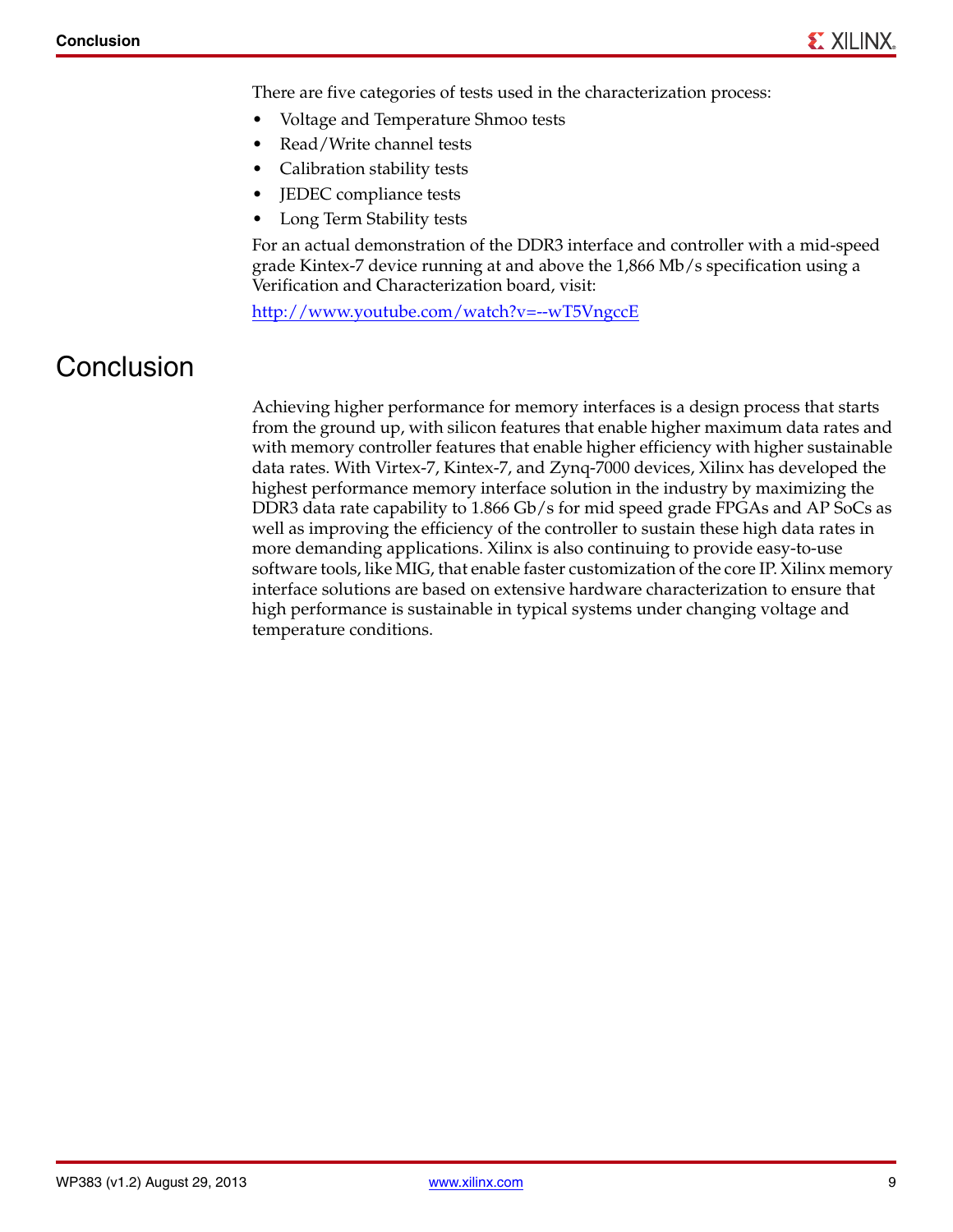There are five categories of tests used in the characterization process:

- Voltage and Temperature Shmoo tests
- Read/Write channel tests
- Calibration stability tests
- JEDEC compliance tests
- Long Term Stability tests

For an actual demonstration of the DDR3 interface and controller with a mid-speed grade Kintex-7 device running at and above the 1,866 Mb/s specification using a Verification and Characterization board, visit:

http://www.youtube.com/watch?v=--wT5VngccE

# Conclusion

Achieving higher performance for memory interfaces is a design process that starts from the ground up, with silicon features that enable higher maximum data rates and with memory controller features that enable higher efficiency with higher sustainable data rates. With Virtex-7, Kintex-7, and Zynq-7000 devices, Xilinx has developed the highest performance memory interface solution in the industry by maximizing the DDR3 data rate capability to 1.866 Gb/s for mid speed grade FPGAs and AP SoCs as well as improving the efficiency of the controller to sustain these high data rates in more demanding applications. Xilinx is also continuing to provide easy-to-use software tools, like MIG, that enable faster customization of the core IP. Xilinx memory interface solutions are based on extensive hardware characterization to ensure that high performance is sustainable in typical systems under changing voltage and temperature conditions.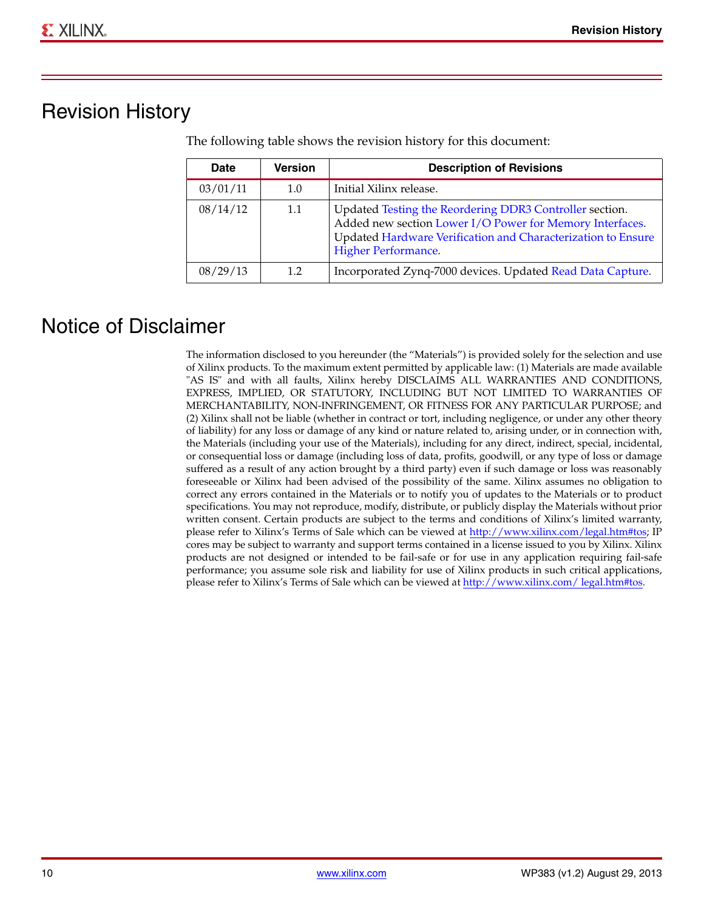# Revision History

The following table shows the revision history for this document:

| Date | Version | Description of Revisions |
|---|---|---|
| 03/01/11 | 1.0 | Initial Xilinx release. |
| 08/14/12 | 1.1 | Updated Testing the Reordering DDR3 Controller section. Added new section Lower I/O Power for Memory Interfaces. Updated Hardware Verification and Characterization to Ensure Higher Performance. |
| 08/29/13 | 1.2 | Incorporated Zynq-7000 devices. Updated Read Data Capture. |

# Notice of Disclaimer

The information disclosed to you hereunder (the "Materials") is provided solely for the selection and use of Xilinx products. To the maximum extent permitted by applicable law: (1) Materials are made available "AS IS" and with all faults, Xilinx hereby DISCLAIMS ALL WARRANTIES AND CONDITIONS, EXPRESS, IMPLIED, OR STATUTORY, INCLUDING BUT NOT LIMITED TO WARRANTIES OF MERCHANTABILITY, NON-INFRINGEMENT, OR FITNESS FOR ANY PARTICULAR PURPOSE; and (2) Xilinx shall not be liable (whether in contract or tort, including negligence, or under any other theory of liability) for any loss or damage of any kind or nature related to, arising under, or in connection with, the Materials (including your use of the Materials), including for any direct, indirect, special, incidental, or consequential loss or damage (including loss of data, profits, goodwill, or any type of loss or damage suffered as a result of any action brought by a third party) even if such damage or loss was reasonably foreseeable or Xilinx had been advised of the possibility of the same. Xilinx assumes no obligation to correct any errors contained in the Materials or to notify you of updates to the Materials or to product specifications. You may not reproduce, modify, distribute, or publicly display the Materials without prior written consent. Certain products are subject to the terms and conditions of Xilinx's limited warranty, please refer to Xilinx's Terms of Sale which can be viewed at http://www.xilinx.com/legal.htm#tos; IP cores may be subject to warranty and support terms contained in a license issued to you by Xilinx. Xilinx products are not designed or intended to be fail-safe or for use in any application requiring fail-safe performance; you assume sole risk and liability for use of Xilinx products in such critical applications, please refer to Xilinx's Terms of Sale which can be viewed at http://www.xilinx.com/ legal.htm#tos.